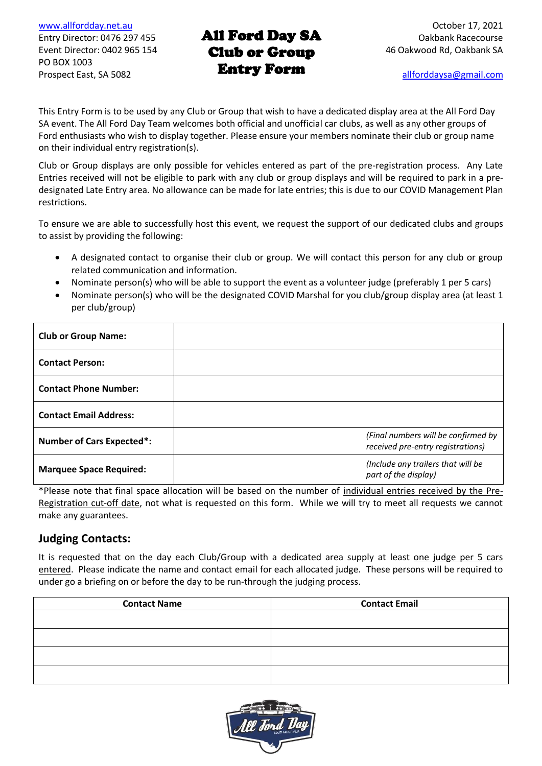www.allfordday.net.au
Entry Director: 0476 297 455
Event Director: 0402 965 154
PO BOX 1003
Prospect East, SA 5082

# All Ford Day SA Club or Group Entry Form

October 17, 2021
Oakbank Racecourse
46 Oakwood Rd, Oakbank SA

allforddaysa@gmail.com

This Entry Form is to be used by any Club or Group that wish to have a dedicated display area at the All Ford Day SA event. The All Ford Day Team welcomes both official and unofficial car clubs, as well as any other groups of Ford enthusiasts who wish to display together. Please ensure your members nominate their club or group name on their individual entry registration(s).

Club or Group displays are only possible for vehicles entered as part of the pre-registration process. Any Late Entries received will not be eligible to park with any club or group displays and will be required to park in a pre-designated Late Entry area. No allowance can be made for late entries; this is due to our COVID Management Plan restrictions.

To ensure we are able to successfully host this event, we request the support of our dedicated clubs and groups to assist by providing the following:

- A designated contact to organise their club or group. We will contact this person for any club or group related communication and information.
- Nominate person(s) who will be able to support the event as a volunteer judge (preferably 1 per 5 cars)
- Nominate person(s) who will be the designated COVID Marshal for you club/group display area (at least 1 per club/group)

| | |
|---|---|
| **Club or Group Name:** | |
| **Contact Person:** | |
| **Contact Phone Number:** | |
| **Contact Email Address:** | |
| **Number of Cars Expected*:** | *(Final numbers will be confirmed by received pre-entry registrations)* |
| **Marquee Space Required:** | *(Include any trailers that will be part of the display)* |

*Please note that final space allocation will be based on the number of individual entries received by the Pre-Registration cut-off date, not what is requested on this form. While we will try to meet all requests we cannot make any guarantees.

## Judging Contacts:

It is requested that on the day each Club/Group with a dedicated area supply at least one judge per 5 cars entered. Please indicate the name and contact email for each allocated judge. These persons will be required to under go a briefing on or before the day to be run-through the judging process.

| Contact Name | Contact Email |
|---|---|
| | |
| | |
| | |
| | |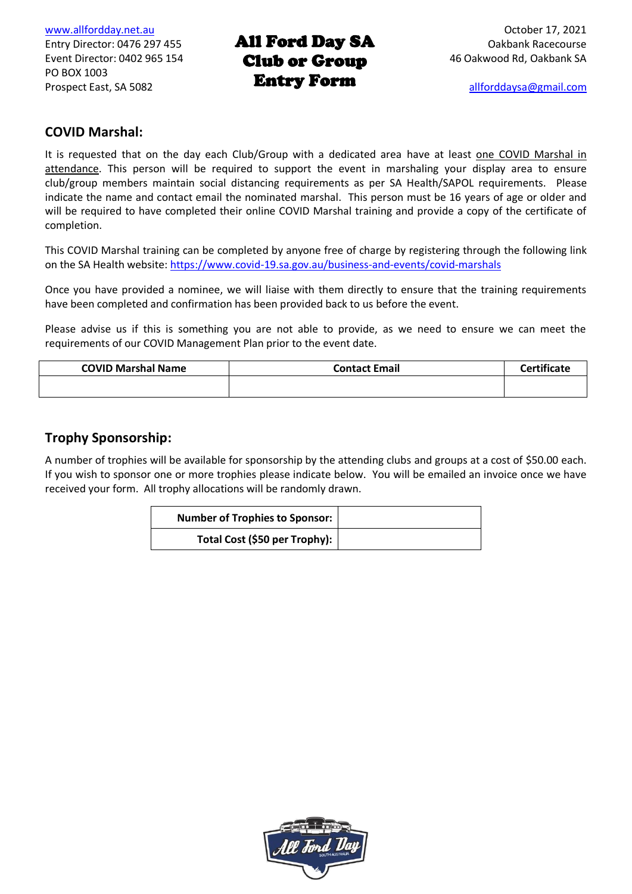www.allfordday.net.au
Entry Director: 0476 297 455
Event Director: 0402 965 154
PO BOX 1003
Prospect East, SA 5082

# All Ford Day SA Club or Group Entry Form

October 17, 2021
Oakbank Racecourse
46 Oakwood Rd, Oakbank SA

allforddaysa@gmail.com

## COVID Marshal:

It is requested that on the day each Club/Group with a dedicated area have at least one COVID Marshal in attendance. This person will be required to support the event in marshaling your display area to ensure club/group members maintain social distancing requirements as per SA Health/SAPOL requirements. Please indicate the name and contact email the nominated marshal. This person must be 16 years of age or older and will be required to have completed their online COVID Marshal training and provide a copy of the certificate of completion.

This COVID Marshal training can be completed by anyone free of charge by registering through the following link on the SA Health website: https://www.covid-19.sa.gov.au/business-and-events/covid-marshals

Once you have provided a nominee, we will liaise with them directly to ensure that the training requirements have been completed and confirmation has been provided back to us before the event.

Please advise us if this is something you are not able to provide, as we need to ensure we can meet the requirements of our COVID Management Plan prior to the event date.

| COVID Marshal Name | Contact Email | Certificate |
|---|---|---|
| | | |

## Trophy Sponsorship:

A number of trophies will be available for sponsorship by the attending clubs and groups at a cost of $50.00 each. If you wish to sponsor one or more trophies please indicate below. You will be emailed an invoice once we have received your form. All trophy allocations will be randomly drawn.

| | |
|---|---|
| **Number of Trophies to Sponsor:** | |
| **Total Cost ($50 per Trophy):** | |